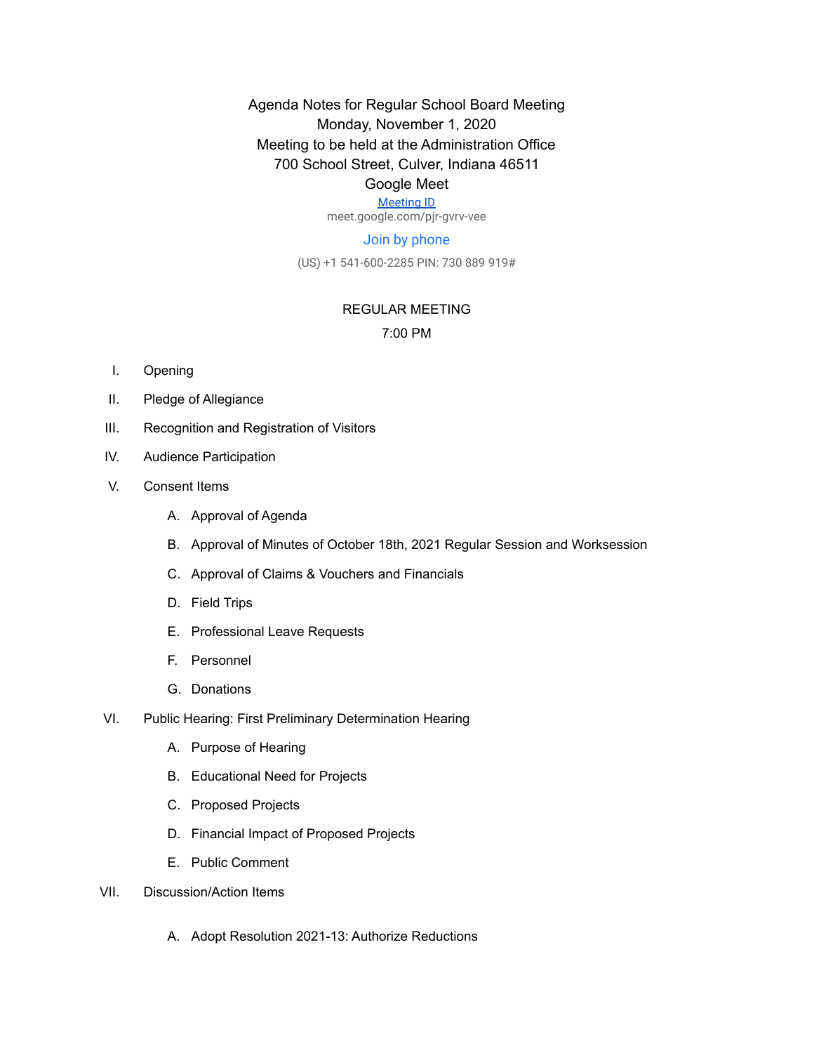Agenda Notes for Regular School Board Meeting
Monday, November 1, 2020
Meeting to be held at the Administration Office
700 School Street, Culver, Indiana 46511
Google Meet
[Meeting ID](meet.google.com/pjr-gvrv-vee)
meet.google.com/pjr-gvrv-vee

Join by phone

(US) +1 541-600-2285 PIN: 730 889 919#

REGULAR MEETING

7:00 PM

I. Opening

II. Pledge of Allegiance

III. Recognition and Registration of Visitors

IV. Audience Participation

V. Consent Items

   A. Approval of Agenda

   B. Approval of Minutes of October 18th, 2021 Regular Session and Worksession

   C. Approval of Claims & Vouchers and Financials

   D. Field Trips

   E. Professional Leave Requests

   F. Personnel

   G. Donations

VI. Public Hearing: First Preliminary Determination Hearing

   A. Purpose of Hearing

   B. Educational Need for Projects

   C. Proposed Projects

   D. Financial Impact of Proposed Projects

   E. Public Comment

VII. Discussion/Action Items

   A. Adopt Resolution 2021-13: Authorize Reductions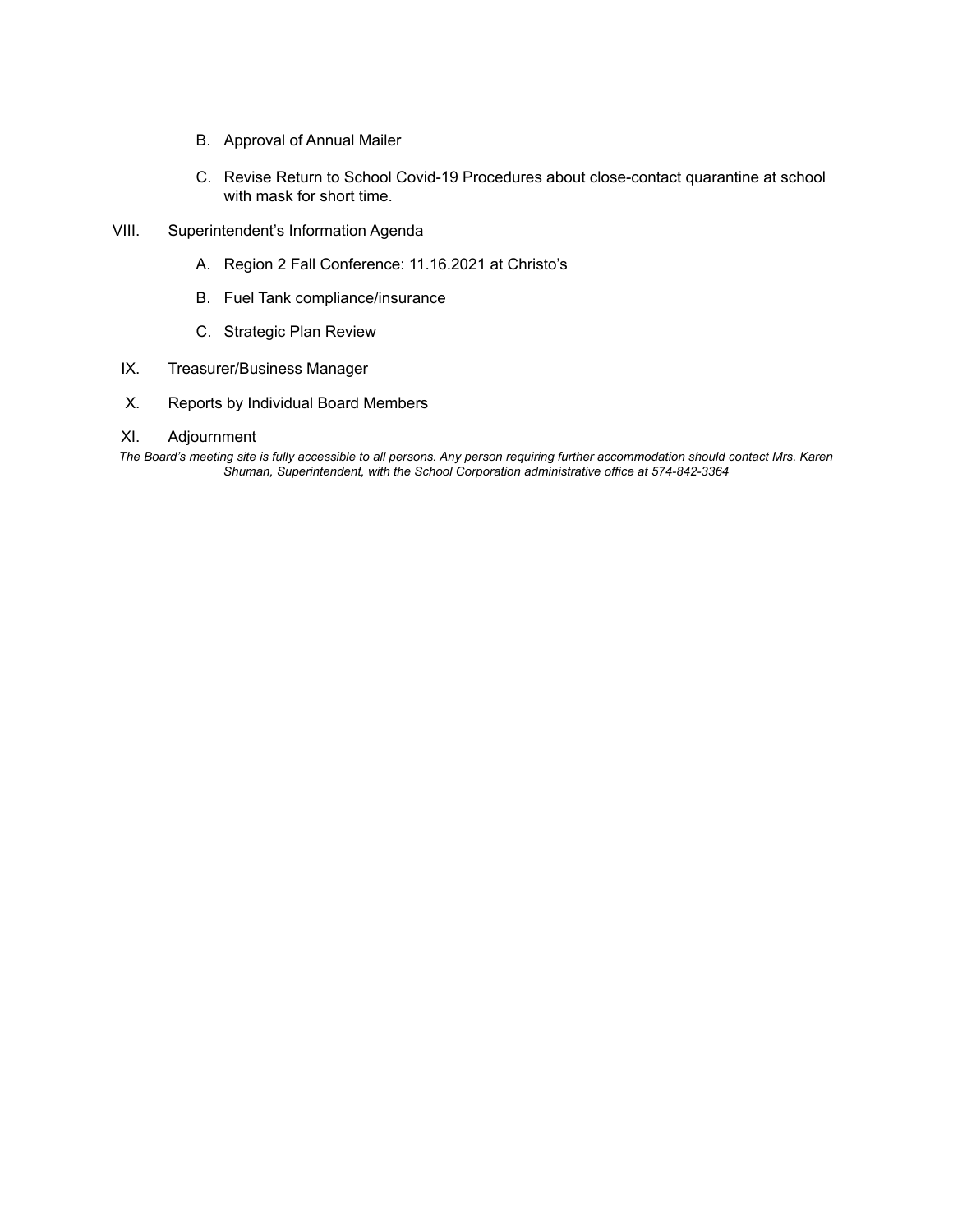B. Approval of Annual Mailer

C. Revise Return to School Covid-19 Procedures about close-contact quarantine at school with mask for short time.

VIII. Superintendent's Information Agenda

A. Region 2 Fall Conference: 11.16.2021 at Christo's

B. Fuel Tank compliance/insurance

C. Strategic Plan Review

IX. Treasurer/Business Manager

X. Reports by Individual Board Members

XI. Adjournment

*The Board's meeting site is fully accessible to all persons. Any person requiring further accommodation should contact Mrs. Karen Shuman, Superintendent, with the School Corporation administrative office at 574-842-3364*